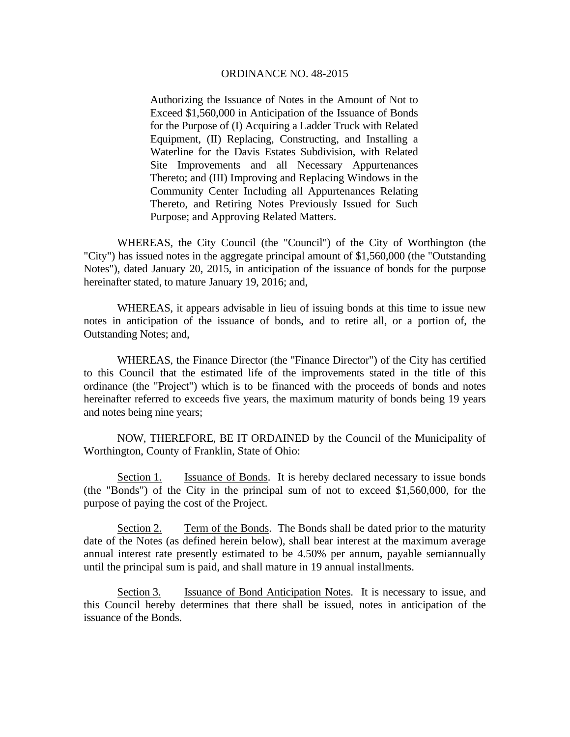# ORDINANCE NO. 48-2015

Authorizing the Issuance of Notes in the Amount of Not to Exceed $1,560,000 in Anticipation of the Issuance of Bonds for the Purpose of (I) Acquiring a Ladder Truck with Related Equipment, (II) Replacing, Constructing, and Installing a Waterline for the Davis Estates Subdivision, with Related Site Improvements and all Necessary Appurtenances Thereto; and (III) Improving and Replacing Windows in the Community Center Including all Appurtenances Relating Thereto, and Retiring Notes Previously Issued for Such Purpose; and Approving Related Matters.

WHEREAS, the City Council (the "Council") of the City of Worthington (the "City") has issued notes in the aggregate principal amount of $1,560,000 (the "Outstanding Notes"), dated January 20, 2015, in anticipation of the issuance of bonds for the purpose hereinafter stated, to mature January 19, 2016; and,

WHEREAS, it appears advisable in lieu of issuing bonds at this time to issue new notes in anticipation of the issuance of bonds, and to retire all, or a portion of, the Outstanding Notes; and,

WHEREAS, the Finance Director (the "Finance Director") of the City has certified to this Council that the estimated life of the improvements stated in the title of this ordinance (the "Project") which is to be financed with the proceeds of bonds and notes hereinafter referred to exceeds five years, the maximum maturity of bonds being 19 years and notes being nine years;

NOW, THEREFORE, BE IT ORDAINED by the Council of the Municipality of Worthington, County of Franklin, State of Ohio:

Section 1. Issuance of Bonds. It is hereby declared necessary to issue bonds (the "Bonds") of the City in the principal sum of not to exceed $1,560,000, for the purpose of paying the cost of the Project.

Section 2. Term of the Bonds. The Bonds shall be dated prior to the maturity date of the Notes (as defined herein below), shall bear interest at the maximum average annual interest rate presently estimated to be 4.50% per annum, payable semiannually until the principal sum is paid, and shall mature in 19 annual installments.

Section 3. Issuance of Bond Anticipation Notes. It is necessary to issue, and this Council hereby determines that there shall be issued, notes in anticipation of the issuance of the Bonds.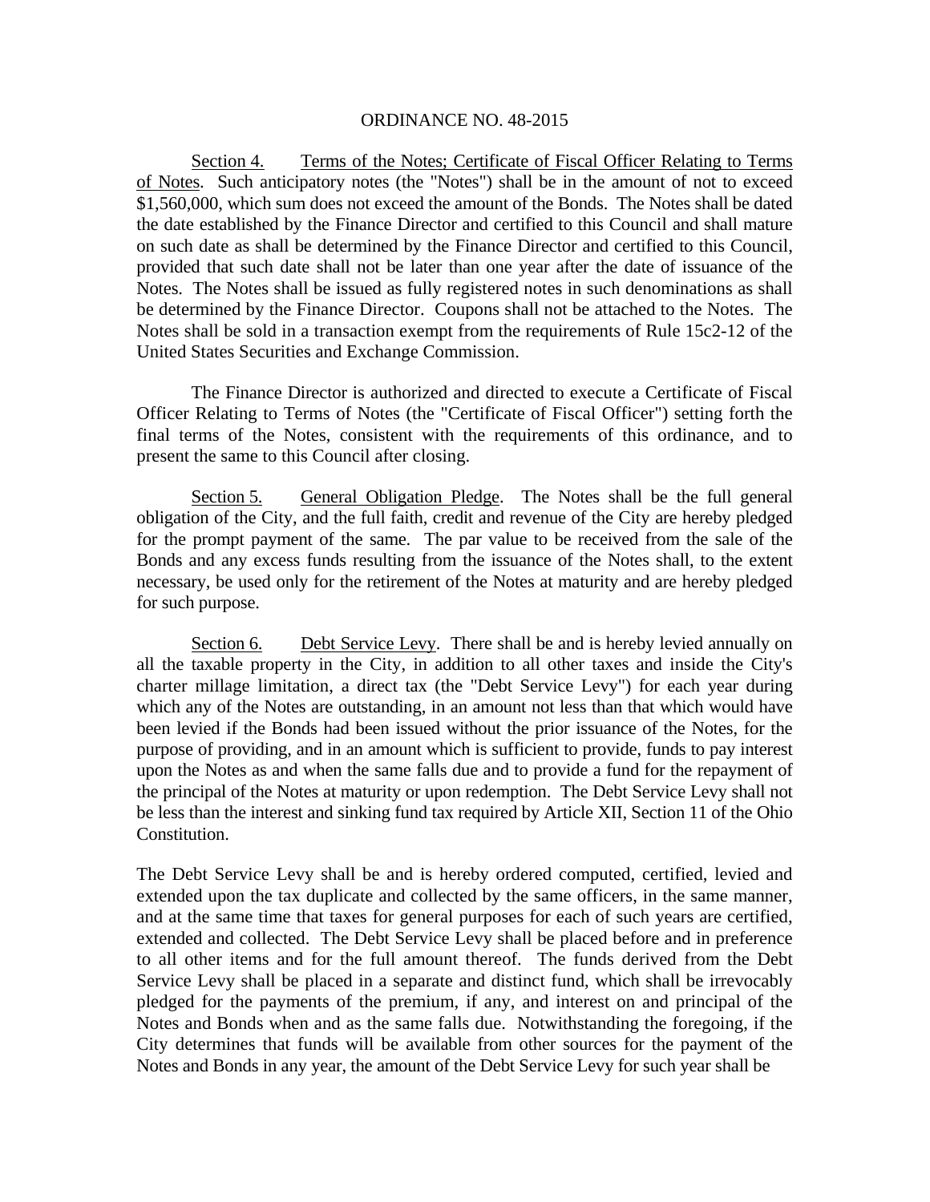ORDINANCE NO. 48-2015

Section 4. Terms of the Notes; Certificate of Fiscal Officer Relating to Terms of Notes. Such anticipatory notes (the "Notes") shall be in the amount of not to exceed \$1,560,000, which sum does not exceed the amount of the Bonds. The Notes shall be dated the date established by the Finance Director and certified to this Council and shall mature on such date as shall be determined by the Finance Director and certified to this Council, provided that such date shall not be later than one year after the date of issuance of the Notes. The Notes shall be issued as fully registered notes in such denominations as shall be determined by the Finance Director. Coupons shall not be attached to the Notes. The Notes shall be sold in a transaction exempt from the requirements of Rule 15c2-12 of the United States Securities and Exchange Commission.

The Finance Director is authorized and directed to execute a Certificate of Fiscal Officer Relating to Terms of Notes (the "Certificate of Fiscal Officer") setting forth the final terms of the Notes, consistent with the requirements of this ordinance, and to present the same to this Council after closing.

Section 5. General Obligation Pledge. The Notes shall be the full general obligation of the City, and the full faith, credit and revenue of the City are hereby pledged for the prompt payment of the same. The par value to be received from the sale of the Bonds and any excess funds resulting from the issuance of the Notes shall, to the extent necessary, be used only for the retirement of the Notes at maturity and are hereby pledged for such purpose.

Section 6. Debt Service Levy. There shall be and is hereby levied annually on all the taxable property in the City, in addition to all other taxes and inside the City's charter millage limitation, a direct tax (the "Debt Service Levy") for each year during which any of the Notes are outstanding, in an amount not less than that which would have been levied if the Bonds had been issued without the prior issuance of the Notes, for the purpose of providing, and in an amount which is sufficient to provide, funds to pay interest upon the Notes as and when the same falls due and to provide a fund for the repayment of the principal of the Notes at maturity or upon redemption. The Debt Service Levy shall not be less than the interest and sinking fund tax required by Article XII, Section 11 of the Ohio Constitution.

The Debt Service Levy shall be and is hereby ordered computed, certified, levied and extended upon the tax duplicate and collected by the same officers, in the same manner, and at the same time that taxes for general purposes for each of such years are certified, extended and collected. The Debt Service Levy shall be placed before and in preference to all other items and for the full amount thereof. The funds derived from the Debt Service Levy shall be placed in a separate and distinct fund, which shall be irrevocably pledged for the payments of the premium, if any, and interest on and principal of the Notes and Bonds when and as the same falls due. Notwithstanding the foregoing, if the City determines that funds will be available from other sources for the payment of the Notes and Bonds in any year, the amount of the Debt Service Levy for such year shall be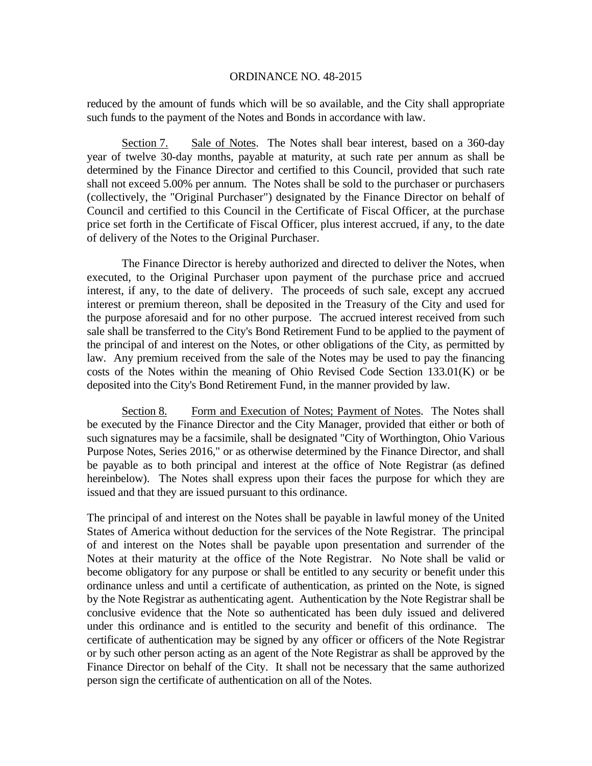reduced by the amount of funds which will be so available, and the City shall appropriate such funds to the payment of the Notes and Bonds in accordance with law.

Section 7. Sale of Notes. The Notes shall bear interest, based on a 360-day year of twelve 30-day months, payable at maturity, at such rate per annum as shall be determined by the Finance Director and certified to this Council, provided that such rate shall not exceed 5.00% per annum. The Notes shall be sold to the purchaser or purchasers (collectively, the "Original Purchaser") designated by the Finance Director on behalf of Council and certified to this Council in the Certificate of Fiscal Officer, at the purchase price set forth in the Certificate of Fiscal Officer, plus interest accrued, if any, to the date of delivery of the Notes to the Original Purchaser.

The Finance Director is hereby authorized and directed to deliver the Notes, when executed, to the Original Purchaser upon payment of the purchase price and accrued interest, if any, to the date of delivery. The proceeds of such sale, except any accrued interest or premium thereon, shall be deposited in the Treasury of the City and used for the purpose aforesaid and for no other purpose. The accrued interest received from such sale shall be transferred to the City's Bond Retirement Fund to be applied to the payment of the principal of and interest on the Notes, or other obligations of the City, as permitted by law. Any premium received from the sale of the Notes may be used to pay the financing costs of the Notes within the meaning of Ohio Revised Code Section 133.01(K) or be deposited into the City's Bond Retirement Fund, in the manner provided by law.

Section 8. Form and Execution of Notes; Payment of Notes. The Notes shall be executed by the Finance Director and the City Manager, provided that either or both of such signatures may be a facsimile, shall be designated "City of Worthington, Ohio Various Purpose Notes, Series 2016," or as otherwise determined by the Finance Director, and shall be payable as to both principal and interest at the office of Note Registrar (as defined hereinbelow). The Notes shall express upon their faces the purpose for which they are issued and that they are issued pursuant to this ordinance.

The principal of and interest on the Notes shall be payable in lawful money of the United States of America without deduction for the services of the Note Registrar. The principal of and interest on the Notes shall be payable upon presentation and surrender of the Notes at their maturity at the office of the Note Registrar. No Note shall be valid or become obligatory for any purpose or shall be entitled to any security or benefit under this ordinance unless and until a certificate of authentication, as printed on the Note, is signed by the Note Registrar as authenticating agent. Authentication by the Note Registrar shall be conclusive evidence that the Note so authenticated has been duly issued and delivered under this ordinance and is entitled to the security and benefit of this ordinance. The certificate of authentication may be signed by any officer or officers of the Note Registrar or by such other person acting as an agent of the Note Registrar as shall be approved by the Finance Director on behalf of the City. It shall not be necessary that the same authorized person sign the certificate of authentication on all of the Notes.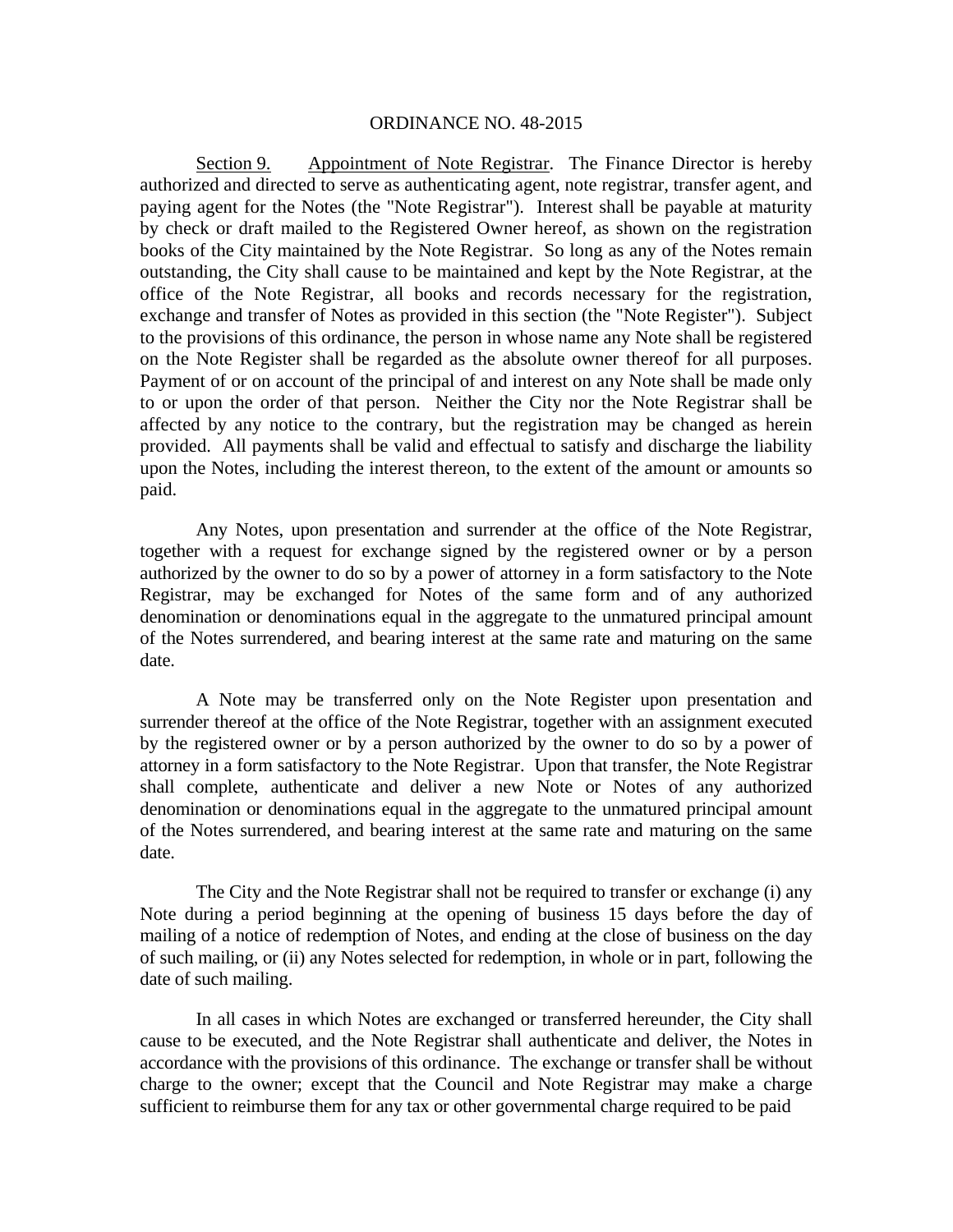ORDINANCE NO. 48-2015

<u>Section 9.</u> <u>Appointment of Note Registrar</u>. The Finance Director is hereby authorized and directed to serve as authenticating agent, note registrar, transfer agent, and paying agent for the Notes (the "Note Registrar"). Interest shall be payable at maturity by check or draft mailed to the Registered Owner hereof, as shown on the registration books of the City maintained by the Note Registrar. So long as any of the Notes remain outstanding, the City shall cause to be maintained and kept by the Note Registrar, at the office of the Note Registrar, all books and records necessary for the registration, exchange and transfer of Notes as provided in this section (the "Note Register"). Subject to the provisions of this ordinance, the person in whose name any Note shall be registered on the Note Register shall be regarded as the absolute owner thereof for all purposes. Payment of or on account of the principal of and interest on any Note shall be made only to or upon the order of that person. Neither the City nor the Note Registrar shall be affected by any notice to the contrary, but the registration may be changed as herein provided. All payments shall be valid and effectual to satisfy and discharge the liability upon the Notes, including the interest thereon, to the extent of the amount or amounts so paid.

Any Notes, upon presentation and surrender at the office of the Note Registrar, together with a request for exchange signed by the registered owner or by a person authorized by the owner to do so by a power of attorney in a form satisfactory to the Note Registrar, may be exchanged for Notes of the same form and of any authorized denomination or denominations equal in the aggregate to the unmatured principal amount of the Notes surrendered, and bearing interest at the same rate and maturing on the same date.

A Note may be transferred only on the Note Register upon presentation and surrender thereof at the office of the Note Registrar, together with an assignment executed by the registered owner or by a person authorized by the owner to do so by a power of attorney in a form satisfactory to the Note Registrar. Upon that transfer, the Note Registrar shall complete, authenticate and deliver a new Note or Notes of any authorized denomination or denominations equal in the aggregate to the unmatured principal amount of the Notes surrendered, and bearing interest at the same rate and maturing on the same date.

The City and the Note Registrar shall not be required to transfer or exchange (i) any Note during a period beginning at the opening of business 15 days before the day of mailing of a notice of redemption of Notes, and ending at the close of business on the day of such mailing, or (ii) any Notes selected for redemption, in whole or in part, following the date of such mailing.

In all cases in which Notes are exchanged or transferred hereunder, the City shall cause to be executed, and the Note Registrar shall authenticate and deliver, the Notes in accordance with the provisions of this ordinance. The exchange or transfer shall be without charge to the owner; except that the Council and Note Registrar may make a charge sufficient to reimburse them for any tax or other governmental charge required to be paid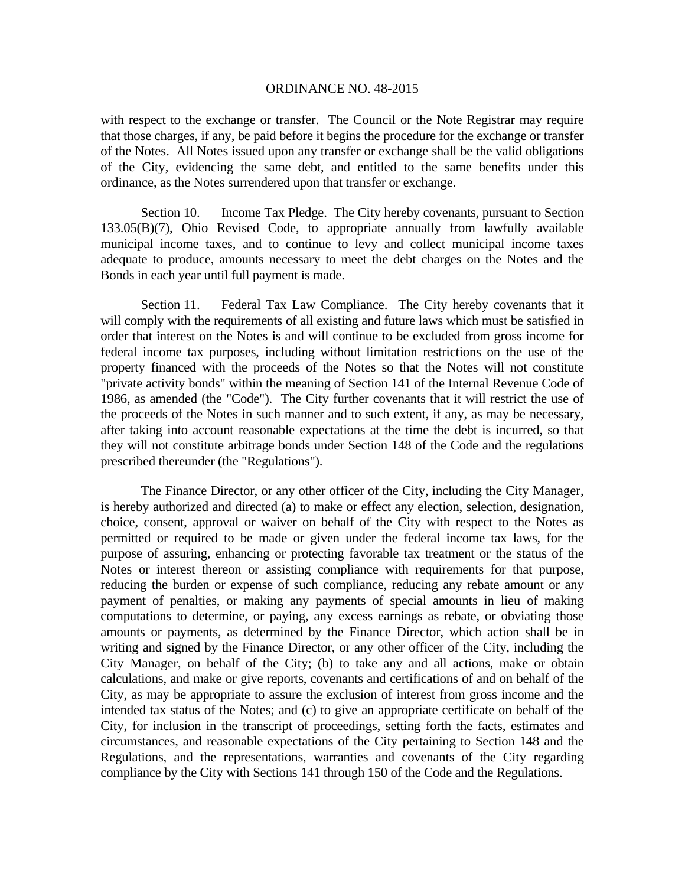with respect to the exchange or transfer. The Council or the Note Registrar may require that those charges, if any, be paid before it begins the procedure for the exchange or transfer of the Notes. All Notes issued upon any transfer or exchange shall be the valid obligations of the City, evidencing the same debt, and entitled to the same benefits under this ordinance, as the Notes surrendered upon that transfer or exchange.

Section 10. Income Tax Pledge. The City hereby covenants, pursuant to Section 133.05(B)(7), Ohio Revised Code, to appropriate annually from lawfully available municipal income taxes, and to continue to levy and collect municipal income taxes adequate to produce, amounts necessary to meet the debt charges on the Notes and the Bonds in each year until full payment is made.

Section 11. Federal Tax Law Compliance. The City hereby covenants that it will comply with the requirements of all existing and future laws which must be satisfied in order that interest on the Notes is and will continue to be excluded from gross income for federal income tax purposes, including without limitation restrictions on the use of the property financed with the proceeds of the Notes so that the Notes will not constitute "private activity bonds" within the meaning of Section 141 of the Internal Revenue Code of 1986, as amended (the "Code"). The City further covenants that it will restrict the use of the proceeds of the Notes in such manner and to such extent, if any, as may be necessary, after taking into account reasonable expectations at the time the debt is incurred, so that they will not constitute arbitrage bonds under Section 148 of the Code and the regulations prescribed thereunder (the "Regulations").

The Finance Director, or any other officer of the City, including the City Manager, is hereby authorized and directed (a) to make or effect any election, selection, designation, choice, consent, approval or waiver on behalf of the City with respect to the Notes as permitted or required to be made or given under the federal income tax laws, for the purpose of assuring, enhancing or protecting favorable tax treatment or the status of the Notes or interest thereon or assisting compliance with requirements for that purpose, reducing the burden or expense of such compliance, reducing any rebate amount or any payment of penalties, or making any payments of special amounts in lieu of making computations to determine, or paying, any excess earnings as rebate, or obviating those amounts or payments, as determined by the Finance Director, which action shall be in writing and signed by the Finance Director, or any other officer of the City, including the City Manager, on behalf of the City; (b) to take any and all actions, make or obtain calculations, and make or give reports, covenants and certifications of and on behalf of the City, as may be appropriate to assure the exclusion of interest from gross income and the intended tax status of the Notes; and (c) to give an appropriate certificate on behalf of the City, for inclusion in the transcript of proceedings, setting forth the facts, estimates and circumstances, and reasonable expectations of the City pertaining to Section 148 and the Regulations, and the representations, warranties and covenants of the City regarding compliance by the City with Sections 141 through 150 of the Code and the Regulations.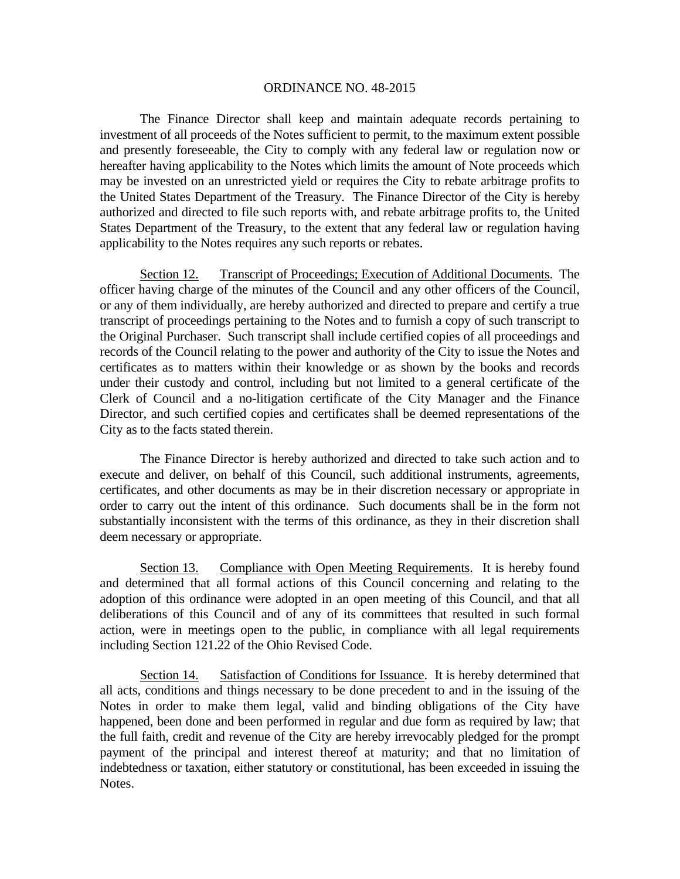ORDINANCE NO. 48-2015

The Finance Director shall keep and maintain adequate records pertaining to investment of all proceeds of the Notes sufficient to permit, to the maximum extent possible and presently foreseeable, the City to comply with any federal law or regulation now or hereafter having applicability to the Notes which limits the amount of Note proceeds which may be invested on an unrestricted yield or requires the City to rebate arbitrage profits to the United States Department of the Treasury. The Finance Director of the City is hereby authorized and directed to file such reports with, and rebate arbitrage profits to, the United States Department of the Treasury, to the extent that any federal law or regulation having applicability to the Notes requires any such reports or rebates.

<u>Section 12.</u> <u>Transcript of Proceedings; Execution of Additional Documents</u>. The officer having charge of the minutes of the Council and any other officers of the Council, or any of them individually, are hereby authorized and directed to prepare and certify a true transcript of proceedings pertaining to the Notes and to furnish a copy of such transcript to the Original Purchaser. Such transcript shall include certified copies of all proceedings and records of the Council relating to the power and authority of the City to issue the Notes and certificates as to matters within their knowledge or as shown by the books and records under their custody and control, including but not limited to a general certificate of the Clerk of Council and a no-litigation certificate of the City Manager and the Finance Director, and such certified copies and certificates shall be deemed representations of the City as to the facts stated therein.

The Finance Director is hereby authorized and directed to take such action and to execute and deliver, on behalf of this Council, such additional instruments, agreements, certificates, and other documents as may be in their discretion necessary or appropriate in order to carry out the intent of this ordinance. Such documents shall be in the form not substantially inconsistent with the terms of this ordinance, as they in their discretion shall deem necessary or appropriate.

<u>Section 13.</u> <u>Compliance with Open Meeting Requirements</u>. It is hereby found and determined that all formal actions of this Council concerning and relating to the adoption of this ordinance were adopted in an open meeting of this Council, and that all deliberations of this Council and of any of its committees that resulted in such formal action, were in meetings open to the public, in compliance with all legal requirements including Section 121.22 of the Ohio Revised Code.

<u>Section 14.</u> <u>Satisfaction of Conditions for Issuance</u>. It is hereby determined that all acts, conditions and things necessary to be done precedent to and in the issuing of the Notes in order to make them legal, valid and binding obligations of the City have happened, been done and been performed in regular and due form as required by law; that the full faith, credit and revenue of the City are hereby irrevocably pledged for the prompt payment of the principal and interest thereof at maturity; and that no limitation of indebtedness or taxation, either statutory or constitutional, has been exceeded in issuing the Notes.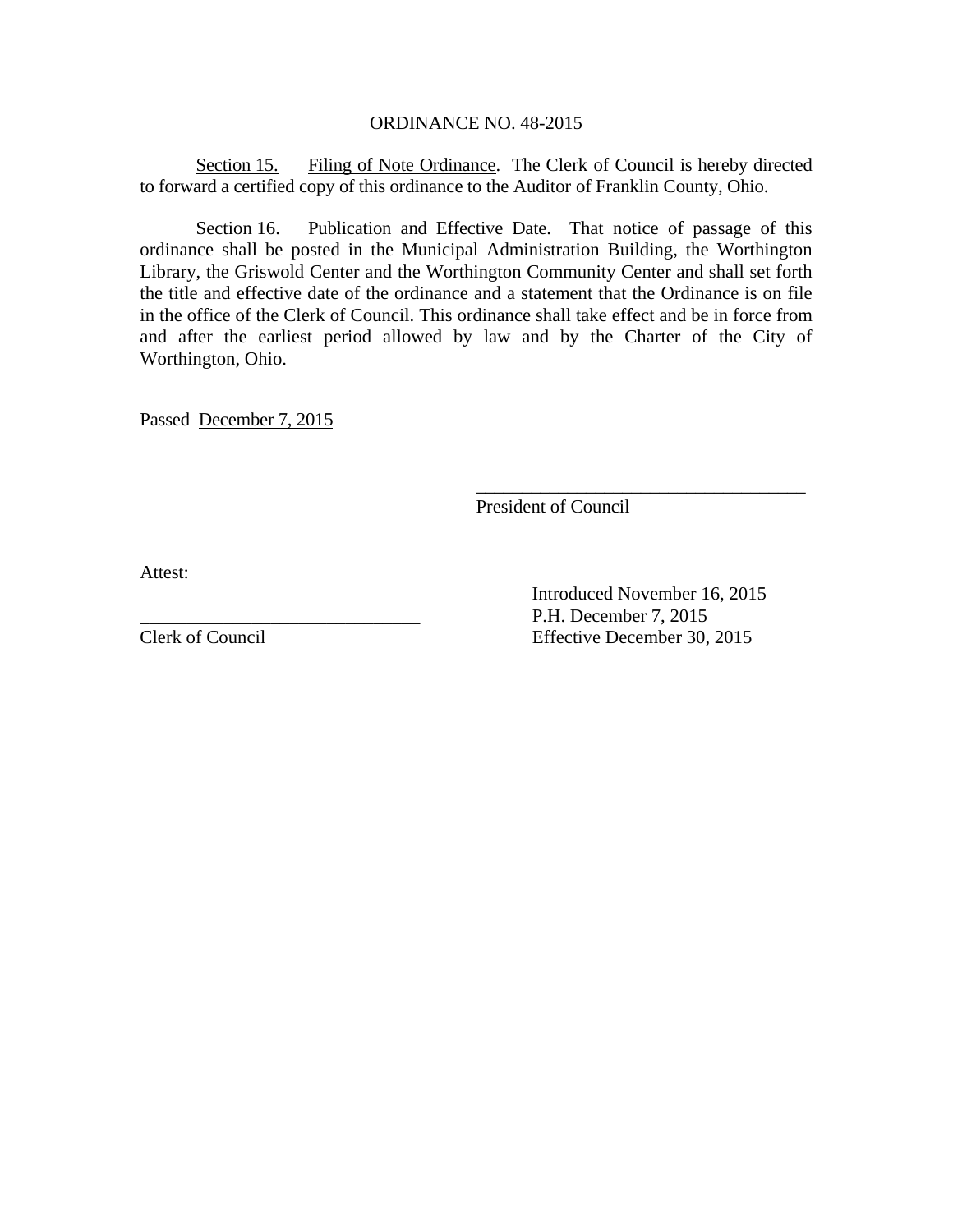ORDINANCE NO. 48-2015

Section 15. Filing of Note Ordinance. The Clerk of Council is hereby directed to forward a certified copy of this ordinance to the Auditor of Franklin County, Ohio.

Section 16. Publication and Effective Date. That notice of passage of this ordinance shall be posted in the Municipal Administration Building, the Worthington Library, the Griswold Center and the Worthington Community Center and shall set forth the title and effective date of the ordinance and a statement that the Ordinance is on file in the office of the Clerk of Council. This ordinance shall take effect and be in force from and after the earliest period allowed by law and by the Charter of the City of Worthington, Ohio.

Passed December 7, 2015

\_\_\_\_\_\_\_\_\_\_\_\_\_\_\_\_\_\_\_\_\_\_\_\_\_\_\_\_\_\_\_\_\_\_\_
President of Council

Attest:

\_\_\_\_\_\_\_\_\_\_\_\_\_\_\_\_\_\_\_\_\_\_\_\_\_\_\_\_\_\_
Clerk of Council

Introduced November 16, 2015
P.H. December 7, 2015
Effective December 30, 2015